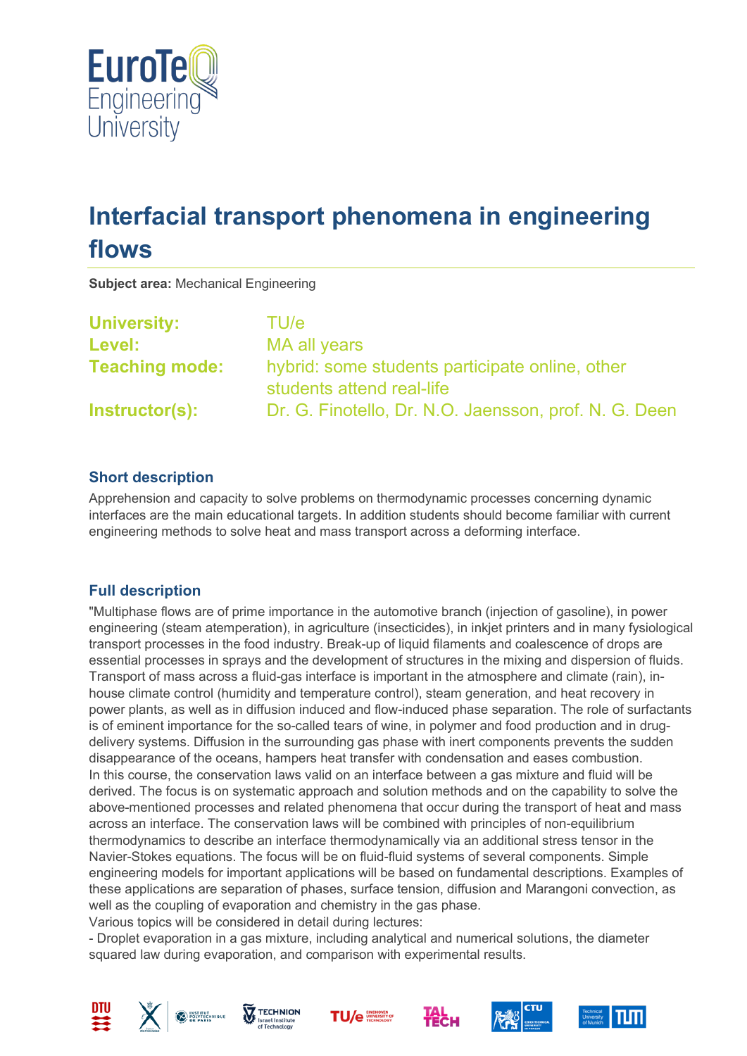# Interfacial transport phenomena in engineering flows

**Subject area:** Mechanical Engineering

| | |
|---|---|
| **University:** | TU/e |
| **Level:** | MA all years |
| **Teaching mode:** | hybrid: some students participate online, other students attend real-life |
| **Instructor(s):** | Dr. G. Finotello, Dr. N.O. Jaensson, prof. N. G. Deen |

### Short description

Apprehension and capacity to solve problems on thermodynamic processes concerning dynamic interfaces are the main educational targets. In addition students should become familiar with current engineering methods to solve heat and mass transport across a deforming interface.

### Full description

"Multiphase flows are of prime importance in the automotive branch (injection of gasoline), in power engineering (steam atemperation), in agriculture (insecticides), in inkjet printers and in many fysiological transport processes in the food industry. Break-up of liquid filaments and coalescence of drops are essential processes in sprays and the development of structures in the mixing and dispersion of fluids. Transport of mass across a fluid-gas interface is important in the atmosphere and climate (rain), in-house climate control (humidity and temperature control), steam generation, and heat recovery in power plants, as well as in diffusion induced and flow-induced phase separation. The role of surfactants is of eminent importance for the so-called tears of wine, in polymer and food production and in drug-delivery systems. Diffusion in the surrounding gas phase with inert components prevents the sudden disappearance of the oceans, hampers heat transfer with condensation and eases combustion.
In this course, the conservation laws valid on an interface between a gas mixture and fluid will be derived. The focus is on systematic approach and solution methods and on the capability to solve the above-mentioned processes and related phenomena that occur during the transport of heat and mass across an interface. The conservation laws will be combined with principles of non-equilibrium thermodynamics to describe an interface thermodynamically via an additional stress tensor in the Navier-Stokes equations. The focus will be on fluid-fluid systems of several components. Simple engineering models for important applications will be based on fundamental descriptions. Examples of these applications are separation of phases, surface tension, diffusion and Marangoni convection, as well as the coupling of evaporation and chemistry in the gas phase.
Various topics will be considered in detail during lectures:

- Droplet evaporation in a gas mixture, including analytical and numerical solutions, the diameter squared law during evaporation, and comparison with experimental results.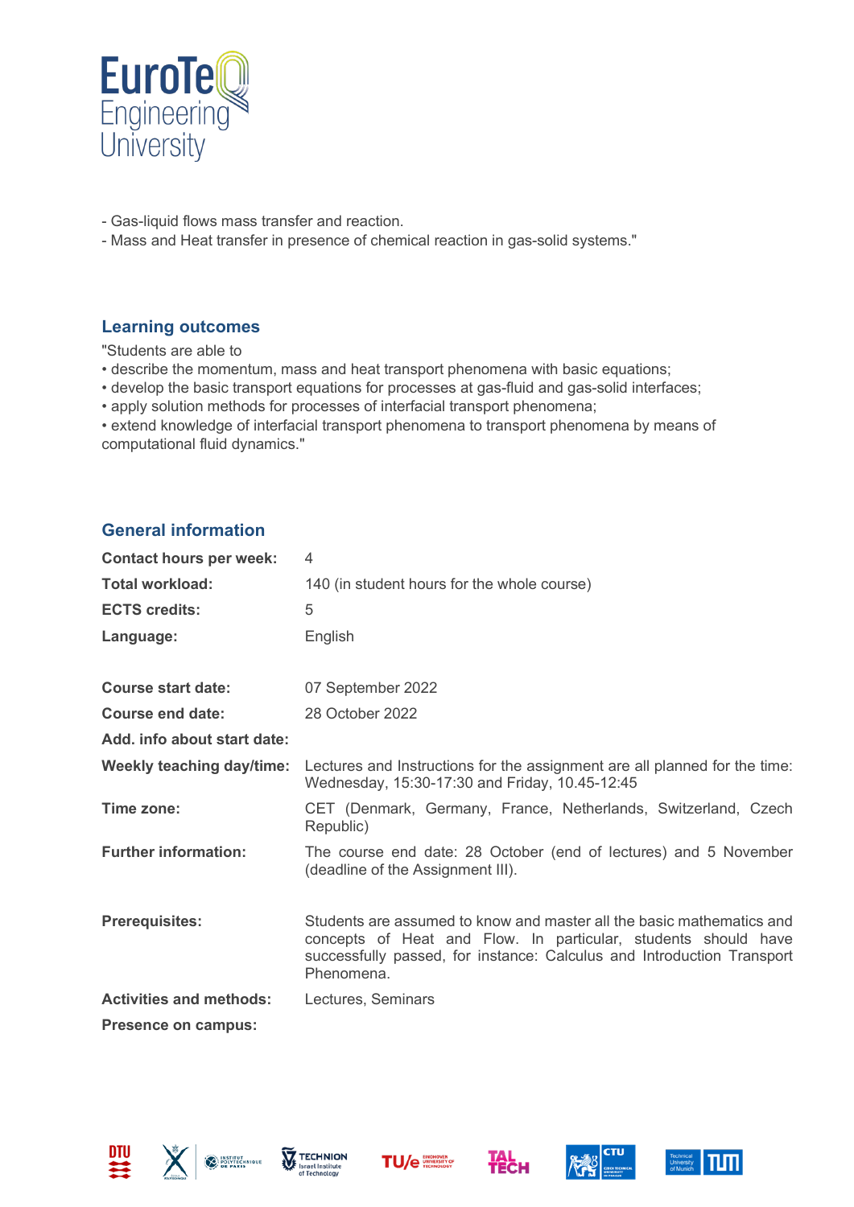- Gas-liquid flows mass transfer and reaction.
- Mass and Heat transfer in presence of chemical reaction in gas-solid systems."

## Learning outcomes

"Students are able to

- describe the momentum, mass and heat transport phenomena with basic equations;
- develop the basic transport equations for processes at gas-fluid and gas-solid interfaces;
- apply solution methods for processes of interfacial transport phenomena;
- extend knowledge of interfacial transport phenomena to transport phenomena by means of computational fluid dynamics."

## General information

| | |
|---|---|
| **Contact hours per week:** | 4 |
| **Total workload:** | 140 (in student hours for the whole course) |
| **ECTS credits:** | 5 |
| **Language:** | English |
| **Course start date:** | 07 September 2022 |
| **Course end date:** | 28 October 2022 |
| **Add. info about start date:** | |
| **Weekly teaching day/time:** | Lectures and Instructions for the assignment are all planned for the time: Wednesday, 15:30-17:30 and Friday, 10.45-12:45 |
| **Time zone:** | CET (Denmark, Germany, France, Netherlands, Switzerland, Czech Republic) |
| **Further information:** | The course end date: 28 October (end of lectures) and 5 November (deadline of the Assignment III). |
| **Prerequisites:** | Students are assumed to know and master all the basic mathematics and concepts of Heat and Flow. In particular, students should have successfully passed, for instance: Calculus and Introduction Transport Phenomena. |
| **Activities and methods:** | Lectures, Seminars |
| **Presence on campus:** | |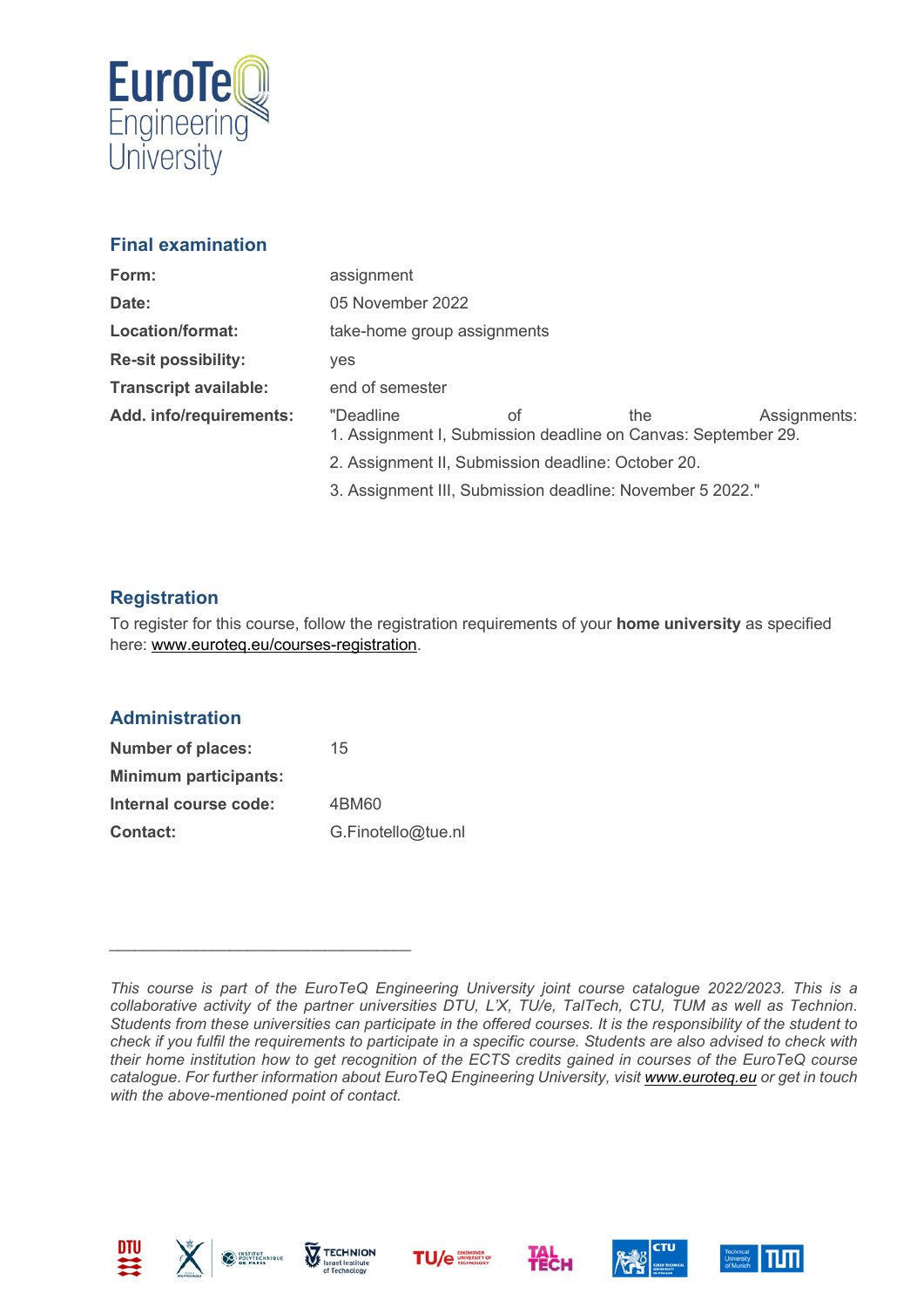## Final examination

| | |
|---|---|
| **Form:** | assignment |
| **Date:** | 05 November 2022 |
| **Location/format:** | take-home group assignments |
| **Re-sit possibility:** | yes |
| **Transcript available:** | end of semester |
| **Add. info/requirements:** | "Deadline of the Assignments: 1. Assignment I, Submission deadline on Canvas: September 29. 2. Assignment II, Submission deadline: October 20. 3. Assignment III, Submission deadline: November 5 2022." |

## Registration

To register for this course, follow the registration requirements of your **home university** as specified here: www.euroteq.eu/courses-registration.

## Administration

| | |
|---|---|
| **Number of places:** | 15 |
| **Minimum participants:** | |
| **Internal course code:** | 4BM60 |
| **Contact:** | G.Finotello@tue.nl |

---

*This course is part of the EuroTeQ Engineering University joint course catalogue 2022/2023. This is a collaborative activity of the partner universities DTU, L'X, TU/e, TalTech, CTU, TUM as well as Technion. Students from these universities can participate in the offered courses. It is the responsibility of the student to check if you fulfil the requirements to participate in a specific course. Students are also advised to check with their home institution how to get recognition of the ECTS credits gained in courses of the EuroTeQ course catalogue. For further information about EuroTeQ Engineering University, visit www.euroteq.eu or get in touch with the above-mentioned point of contact.*